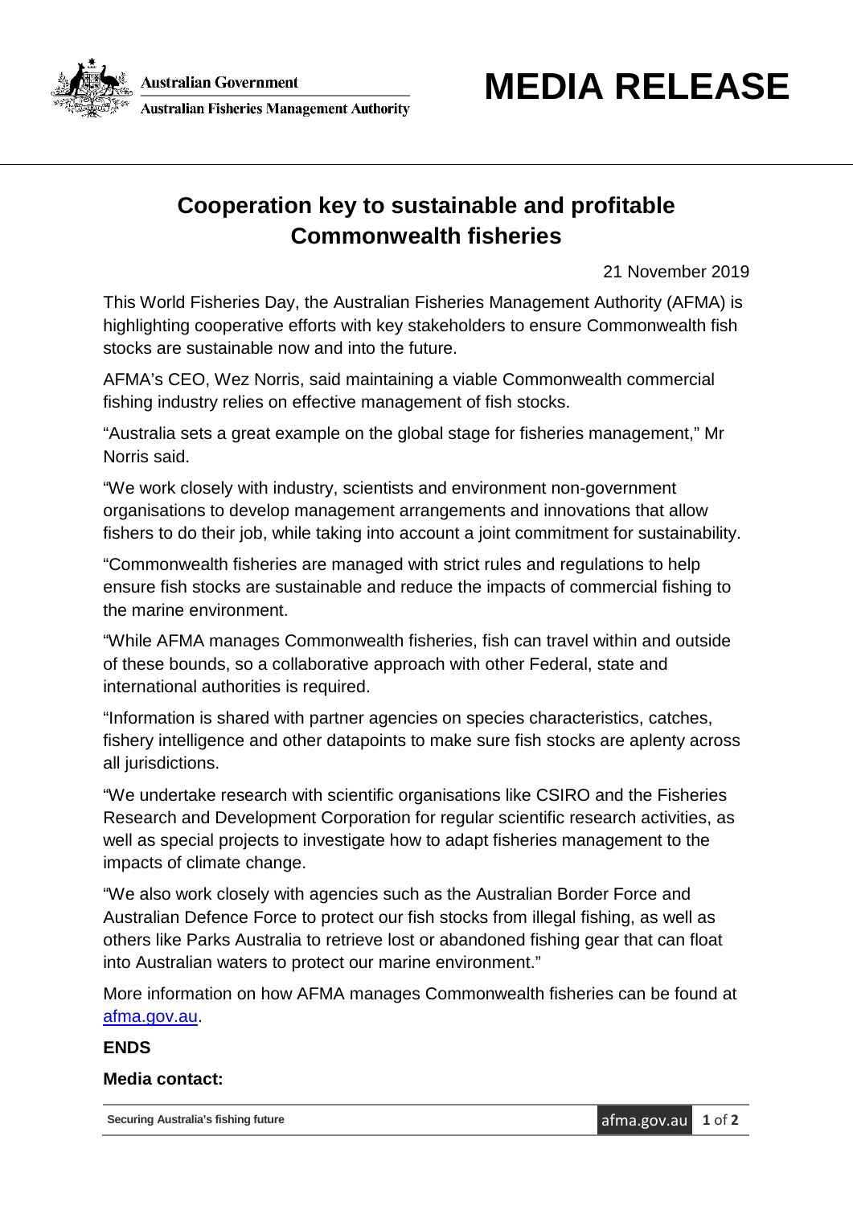Australian Government

Australian Fisheries Management Authority

# MEDIA RELEASE

## Cooperation key to sustainable and profitable Commonwealth fisheries

21 November 2019

This World Fisheries Day, the Australian Fisheries Management Authority (AFMA) is highlighting cooperative efforts with key stakeholders to ensure Commonwealth fish stocks are sustainable now and into the future.

AFMA's CEO, Wez Norris, said maintaining a viable Commonwealth commercial fishing industry relies on effective management of fish stocks.

"Australia sets a great example on the global stage for fisheries management," Mr Norris said.

"We work closely with industry, scientists and environment non-government organisations to develop management arrangements and innovations that allow fishers to do their job, while taking into account a joint commitment for sustainability.

"Commonwealth fisheries are managed with strict rules and regulations to help ensure fish stocks are sustainable and reduce the impacts of commercial fishing to the marine environment.

"While AFMA manages Commonwealth fisheries, fish can travel within and outside of these bounds, so a collaborative approach with other Federal, state and international authorities is required.

"Information is shared with partner agencies on species characteristics, catches, fishery intelligence and other datapoints to make sure fish stocks are aplenty across all jurisdictions.

"We undertake research with scientific organisations like CSIRO and the Fisheries Research and Development Corporation for regular scientific research activities, as well as special projects to investigate how to adapt fisheries management to the impacts of climate change.

"We also work closely with agencies such as the Australian Border Force and Australian Defence Force to protect our fish stocks from illegal fishing, as well as others like Parks Australia to retrieve lost or abandoned fishing gear that can float into Australian waters to protect our marine environment."

More information on how AFMA manages Commonwealth fisheries can be found at [afma.gov.au](afma.gov.au).

**ENDS**

**Media contact:**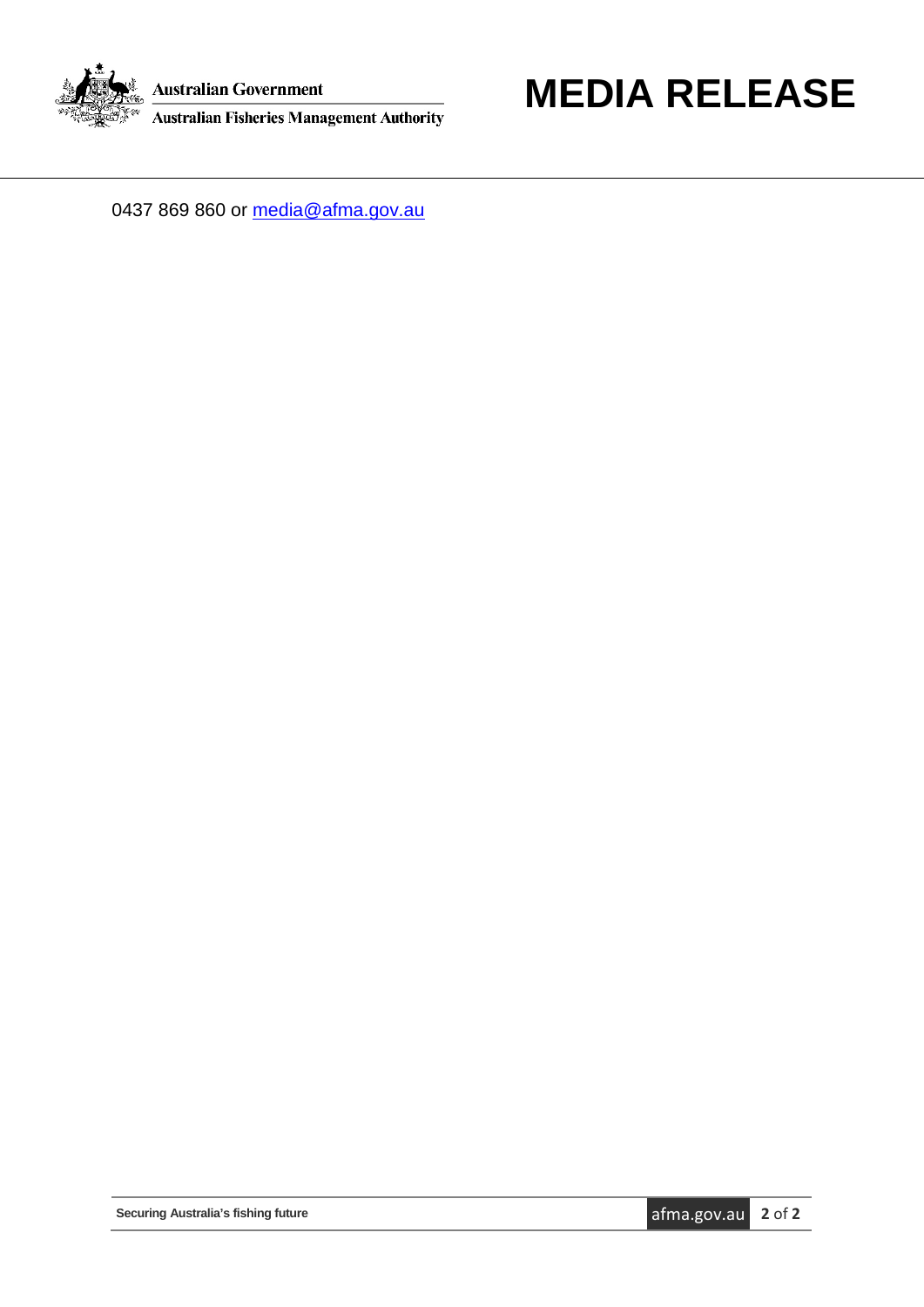0437 869 860 or [media@afma.gov.au](mailto:media@afma.gov.au)